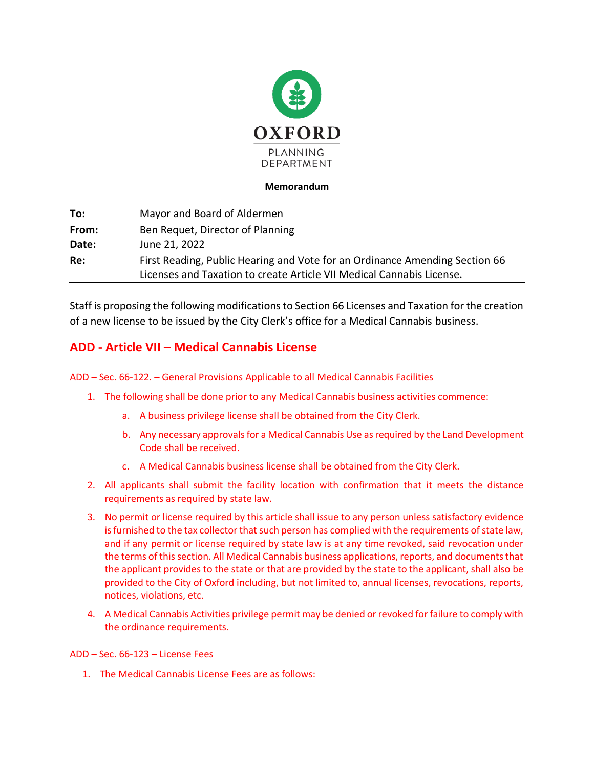OXFORD

PLANNING DEPARTMENT

**Memorandum**

**To:** Mayor and Board of Aldermen
**From:** Ben Requet, Director of Planning
**Date:** June 21, 2022
**Re:** First Reading, Public Hearing and Vote for an Ordinance Amending Section 66 Licenses and Taxation to create Article VII Medical Cannabis License.

---

Staff is proposing the following modifications to Section 66 Licenses and Taxation for the creation of a new license to be issued by the City Clerk's office for a Medical Cannabis business.

## ADD - Article VII – Medical Cannabis License

ADD – Sec. 66-122. – General Provisions Applicable to all Medical Cannabis Facilities

1. The following shall be done prior to any Medical Cannabis business activities commence:
   a. A business privilege license shall be obtained from the City Clerk.
   b. Any necessary approvals for a Medical Cannabis Use as required by the Land Development Code shall be received.
   c. A Medical Cannabis business license shall be obtained from the City Clerk.
2. All applicants shall submit the facility location with confirmation that it meets the distance requirements as required by state law.
3. No permit or license required by this article shall issue to any person unless satisfactory evidence is furnished to the tax collector that such person has complied with the requirements of state law, and if any permit or license required by state law is at any time revoked, said revocation under the terms of this section. All Medical Cannabis business applications, reports, and documents that the applicant provides to the state or that are provided by the state to the applicant, shall also be provided to the City of Oxford including, but not limited to, annual licenses, revocations, reports, notices, violations, etc.
4. A Medical Cannabis Activities privilege permit may be denied or revoked for failure to comply with the ordinance requirements.

ADD – Sec. 66-123 – License Fees

1. The Medical Cannabis License Fees are as follows: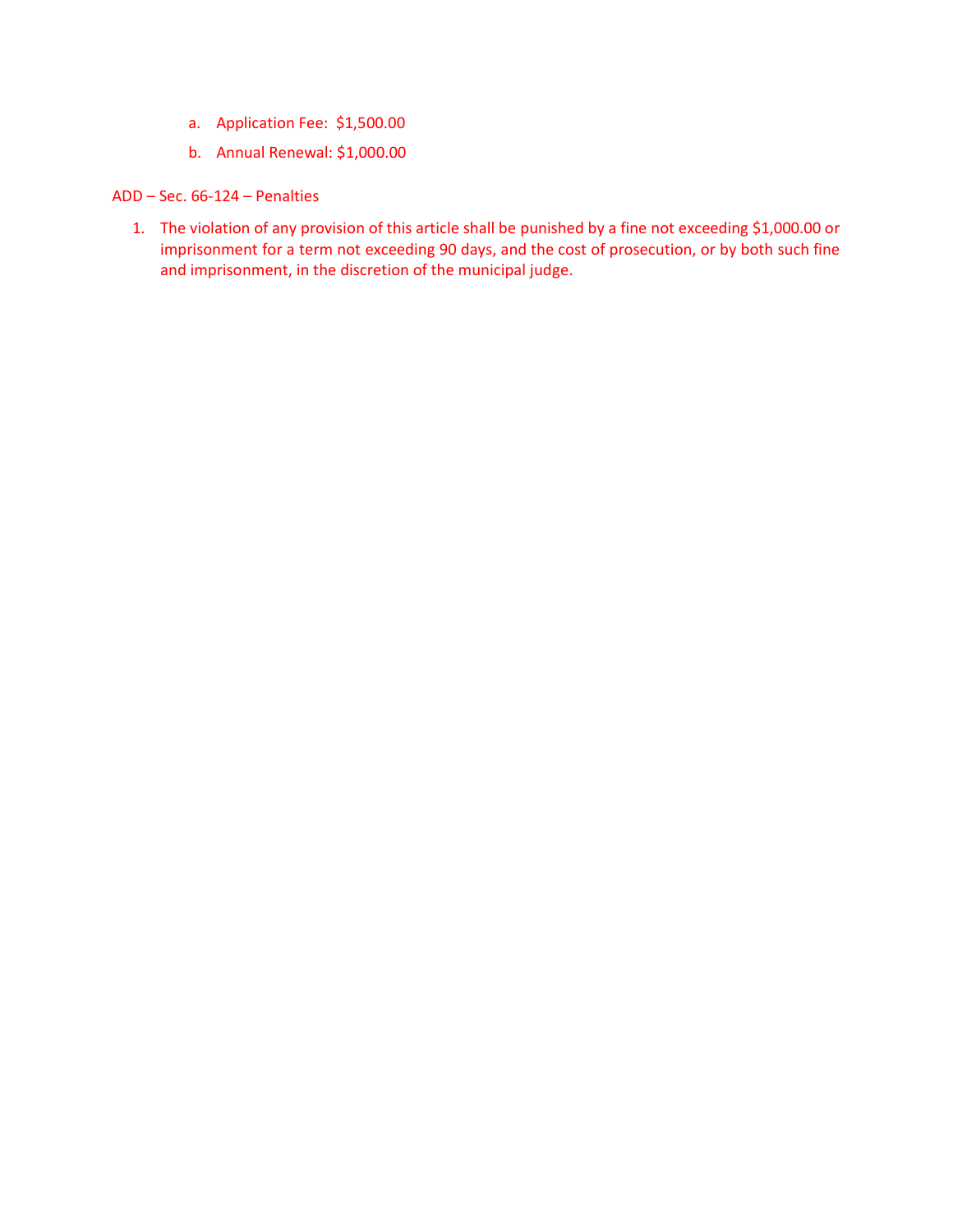a. Application Fee: $1,500.00
b. Annual Renewal: $1,000.00

ADD – Sec. 66-124 – Penalties

1. The violation of any provision of this article shall be punished by a fine not exceeding $1,000.00 or imprisonment for a term not exceeding 90 days, and the cost of prosecution, or by both such fine and imprisonment, in the discretion of the municipal judge.